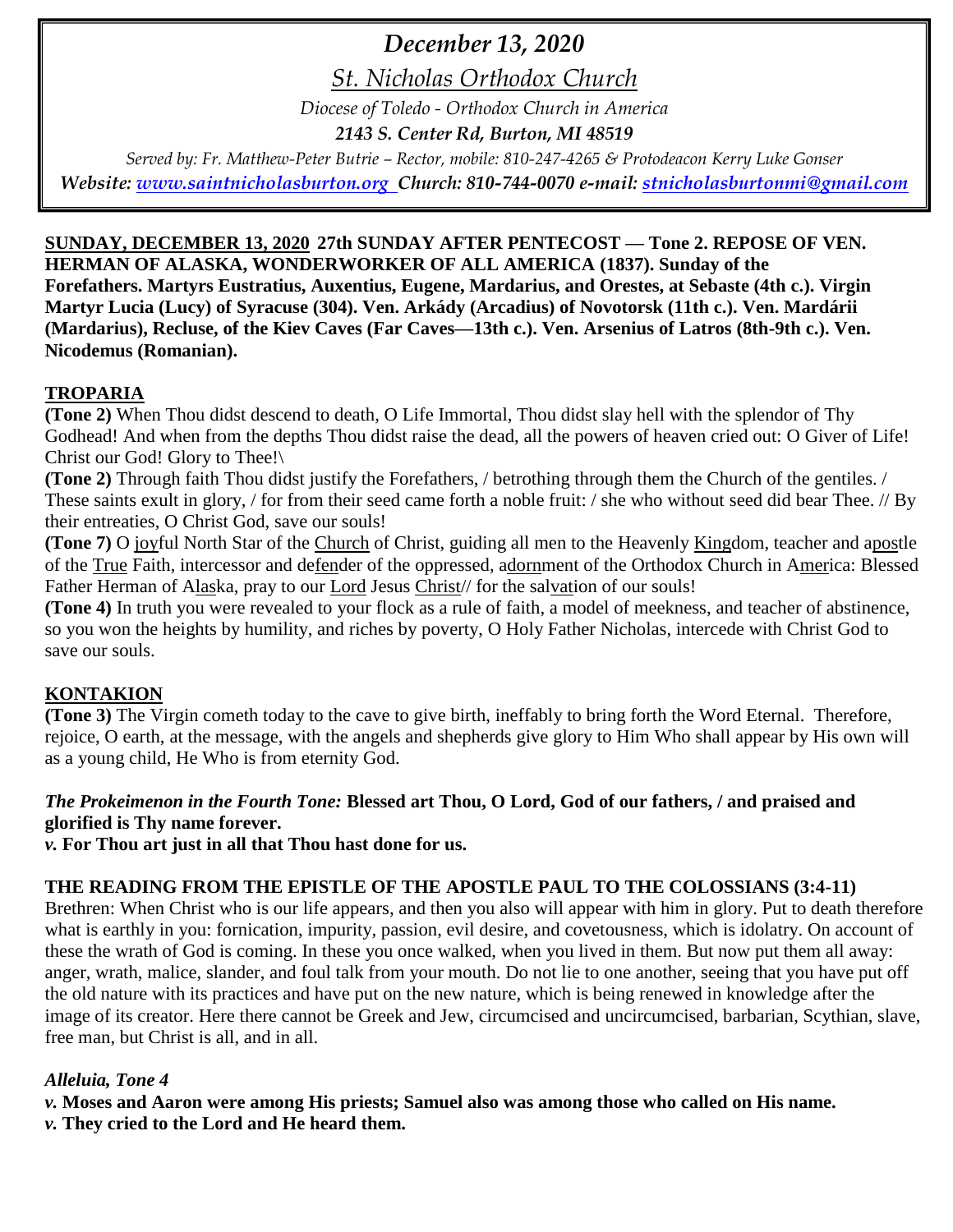# *December 13, 2020*

## *St. Nicholas Orthodox Church*

*Diocese of Toledo - Orthodox Church in America*

***2143 S. Center Rd, Burton, MI 48519***

*Served by: Fr. Matthew-Peter Butrie – Rector, mobile: 810-247-4265 & Protodeacon Kerry Luke Gonser*

***Website: www.saintnicholasburton.org Church: 810-744-0070 e-mail: stnicholasburtonmi@gmail.com***

**SUNDAY, DECEMBER 13, 2020 27th SUNDAY AFTER PENTECOST — Tone 2. REPOSE OF VEN. HERMAN OF ALASKA, WONDERWORKER OF ALL AMERICA (1837). Sunday of the Forefathers. Martyrs Eustratius, Auxentius, Eugene, Mardarius, and Orestes, at Sebaste (4th c.). Virgin Martyr Lucia (Lucy) of Syracuse (304). Ven. Arkády (Arcadius) of Novotorsk (11th c.). Ven. Mardárii (Mardarius), Recluse, of the Kiev Caves (Far Caves—13th c.). Ven. Arsenius of Latros (8th-9th c.). Ven. Nicodemus (Romanian).**

## TROPARIA

**(Tone 2)** When Thou didst descend to death, O Life Immortal, Thou didst slay hell with the splendor of Thy Godhead! And when from the depths Thou didst raise the dead, all the powers of heaven cried out: O Giver of Life! Christ our God! Glory to Thee!\

**(Tone 2)** Through faith Thou didst justify the Forefathers, / betrothing through them the Church of the gentiles. / These saints exult in glory, / for from their seed came forth a noble fruit: / she who without seed did bear Thee. // By their entreaties, O Christ God, save our souls!

**(Tone 7)** O joyful North Star of the Church of Christ, guiding all men to the Heavenly Kingdom, teacher and apostle of the True Faith, intercessor and defender of the oppressed, adornment of the Orthodox Church in America: Blessed Father Herman of Alaska, pray to our Lord Jesus Christ// for the salvation of our souls!

**(Tone 4)** In truth you were revealed to your flock as a rule of faith, a model of meekness, and teacher of abstinence, so you won the heights by humility, and riches by poverty, O Holy Father Nicholas, intercede with Christ God to save our souls.

## KONTAKION

**(Tone 3)** The Virgin cometh today to the cave to give birth, ineffably to bring forth the Word Eternal. Therefore, rejoice, O earth, at the message, with the angels and shepherds give glory to Him Who shall appear by His own will as a young child, He Who is from eternity God.

***The Prokeimenon in the Fourth Tone:*** **Blessed art Thou, O Lord, God of our fathers, / and praised and glorified is Thy name forever.**

***v.*** **For Thou art just in all that Thou hast done for us.**

**THE READING FROM THE EPISTLE OF THE APOSTLE PAUL TO THE COLOSSIANS (3:4-11)**

Brethren: When Christ who is our life appears, and then you also will appear with him in glory. Put to death therefore what is earthly in you: fornication, impurity, passion, evil desire, and covetousness, which is idolatry. On account of these the wrath of God is coming. In these you once walked, when you lived in them. But now put them all away: anger, wrath, malice, slander, and foul talk from your mouth. Do not lie to one another, seeing that you have put off the old nature with its practices and have put on the new nature, which is being renewed in knowledge after the image of its creator. Here there cannot be Greek and Jew, circumcised and uncircumcised, barbarian, Scythian, slave, free man, but Christ is all, and in all.

***Alleluia, Tone 4***

***v.*** **Moses and Aaron were among His priests; Samuel also was among those who called on His name.**

***v.*** **They cried to the Lord and He heard them.**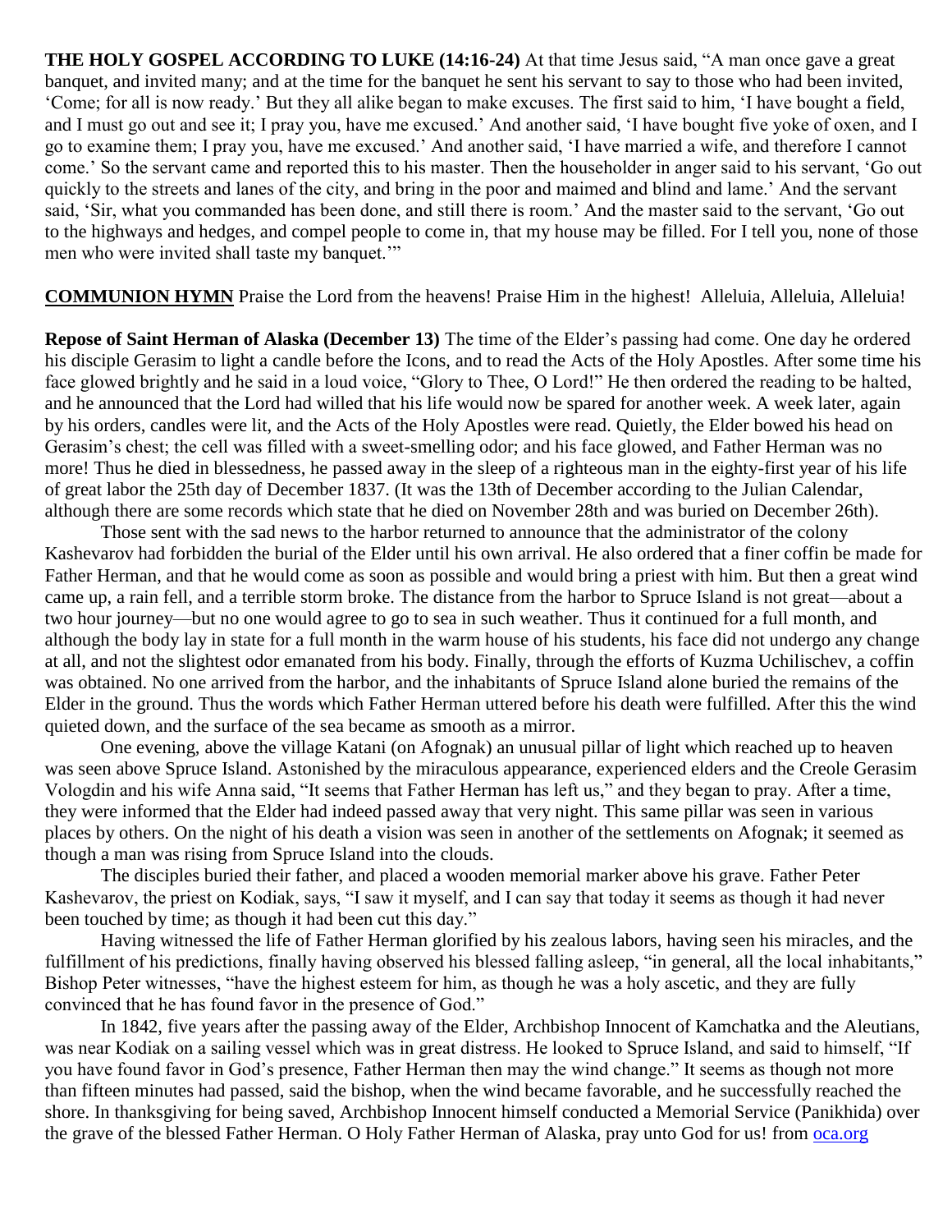**THE HOLY GOSPEL ACCORDING TO LUKE (14:16-24)** At that time Jesus said, "A man once gave a great banquet, and invited many; and at the time for the banquet he sent his servant to say to those who had been invited, 'Come; for all is now ready.' But they all alike began to make excuses. The first said to him, 'I have bought a field, and I must go out and see it; I pray you, have me excused.' And another said, 'I have bought five yoke of oxen, and I go to examine them; I pray you, have me excused.' And another said, 'I have married a wife, and therefore I cannot come.' So the servant came and reported this to his master. Then the householder in anger said to his servant, 'Go out quickly to the streets and lanes of the city, and bring in the poor and maimed and blind and lame.' And the servant said, 'Sir, what you commanded has been done, and still there is room.' And the master said to the servant, 'Go out to the highways and hedges, and compel people to come in, that my house may be filled. For I tell you, none of those men who were invited shall taste my banquet.'"

**COMMUNION HYMN** Praise the Lord from the heavens! Praise Him in the highest! Alleluia, Alleluia, Alleluia!

**Repose of Saint Herman of Alaska (December 13)** The time of the Elder's passing had come. One day he ordered his disciple Gerasim to light a candle before the Icons, and to read the Acts of the Holy Apostles. After some time his face glowed brightly and he said in a loud voice, "Glory to Thee, O Lord!" He then ordered the reading to be halted, and he announced that the Lord had willed that his life would now be spared for another week. A week later, again by his orders, candles were lit, and the Acts of the Holy Apostles were read. Quietly, the Elder bowed his head on Gerasim's chest; the cell was filled with a sweet-smelling odor; and his face glowed, and Father Herman was no more! Thus he died in blessedness, he passed away in the sleep of a righteous man in the eighty-first year of his life of great labor the 25th day of December 1837. (It was the 13th of December according to the Julian Calendar, although there are some records which state that he died on November 28th and was buried on December 26th).

Those sent with the sad news to the harbor returned to announce that the administrator of the colony Kashevarov had forbidden the burial of the Elder until his own arrival. He also ordered that a finer coffin be made for Father Herman, and that he would come as soon as possible and would bring a priest with him. But then a great wind came up, a rain fell, and a terrible storm broke. The distance from the harbor to Spruce Island is not great—about a two hour journey—but no one would agree to go to sea in such weather. Thus it continued for a full month, and although the body lay in state for a full month in the warm house of his students, his face did not undergo any change at all, and not the slightest odor emanated from his body. Finally, through the efforts of Kuzma Uchilischev, a coffin was obtained. No one arrived from the harbor, and the inhabitants of Spruce Island alone buried the remains of the Elder in the ground. Thus the words which Father Herman uttered before his death were fulfilled. After this the wind quieted down, and the surface of the sea became as smooth as a mirror.

One evening, above the village Katani (on Afognak) an unusual pillar of light which reached up to heaven was seen above Spruce Island. Astonished by the miraculous appearance, experienced elders and the Creole Gerasim Vologdin and his wife Anna said, "It seems that Father Herman has left us," and they began to pray. After a time, they were informed that the Elder had indeed passed away that very night. This same pillar was seen in various places by others. On the night of his death a vision was seen in another of the settlements on Afognak; it seemed as though a man was rising from Spruce Island into the clouds.

The disciples buried their father, and placed a wooden memorial marker above his grave. Father Peter Kashevarov, the priest on Kodiak, says, "I saw it myself, and I can say that today it seems as though it had never been touched by time; as though it had been cut this day."

Having witnessed the life of Father Herman glorified by his zealous labors, having seen his miracles, and the fulfillment of his predictions, finally having observed his blessed falling asleep, "in general, all the local inhabitants," Bishop Peter witnesses, "have the highest esteem for him, as though he was a holy ascetic, and they are fully convinced that he has found favor in the presence of God."

In 1842, five years after the passing away of the Elder, Archbishop Innocent of Kamchatka and the Aleutians, was near Kodiak on a sailing vessel which was in great distress. He looked to Spruce Island, and said to himself, "If you have found favor in God's presence, Father Herman then may the wind change." It seems as though not more than fifteen minutes had passed, said the bishop, when the wind became favorable, and he successfully reached the shore. In thanksgiving for being saved, Archbishop Innocent himself conducted a Memorial Service (Panikhida) over the grave of the blessed Father Herman. O Holy Father Herman of Alaska, pray unto God for us! from oca.org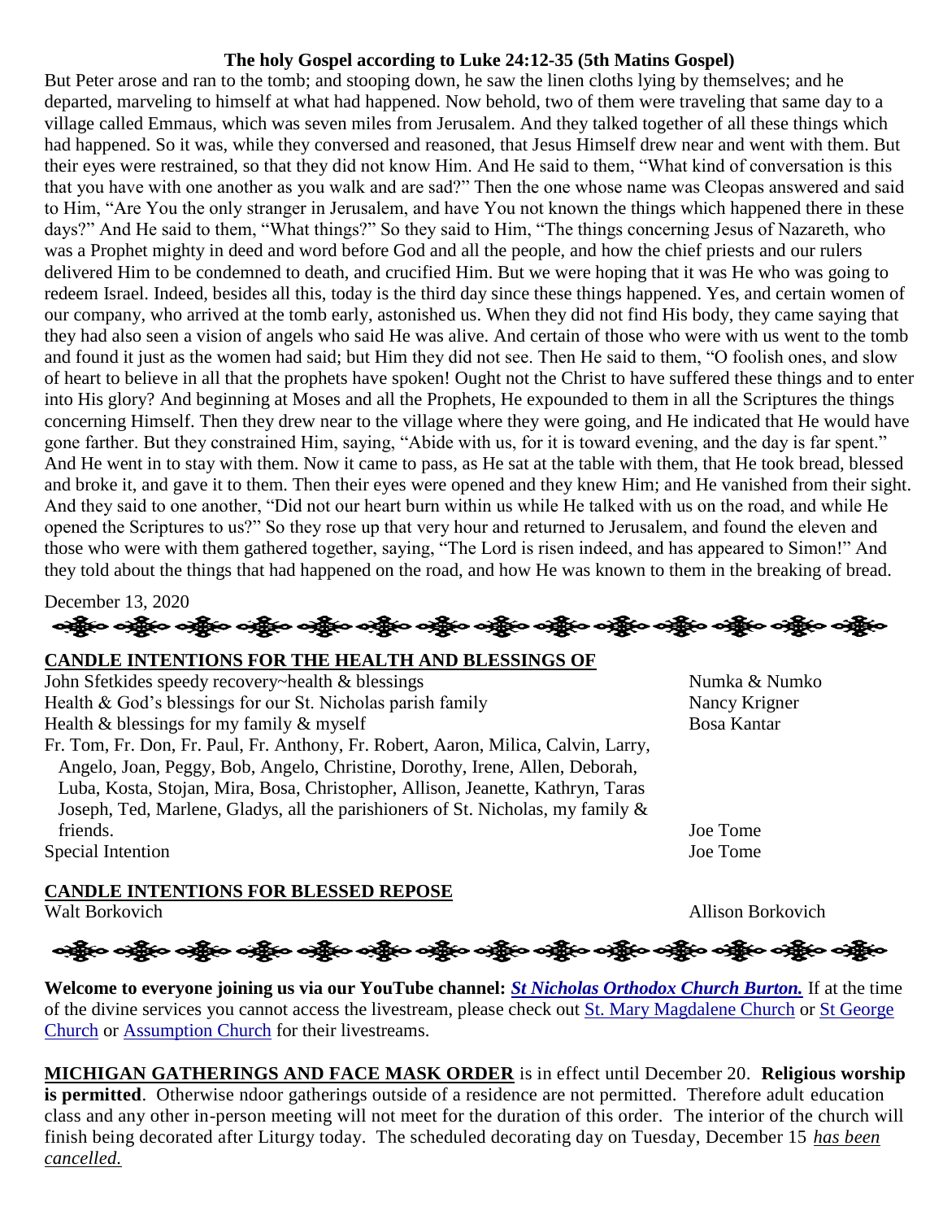**The holy Gospel according to Luke 24:12-35 (5th Matins Gospel)**

But Peter arose and ran to the tomb; and stooping down, he saw the linen cloths lying by themselves; and he departed, marveling to himself at what had happened. Now behold, two of them were traveling that same day to a village called Emmaus, which was seven miles from Jerusalem. And they talked together of all these things which had happened. So it was, while they conversed and reasoned, that Jesus Himself drew near and went with them. But their eyes were restrained, so that they did not know Him. And He said to them, "What kind of conversation is this that you have with one another as you walk and are sad?" Then the one whose name was Cleopas answered and said to Him, "Are You the only stranger in Jerusalem, and have You not known the things which happened there in these days?" And He said to them, "What things?" So they said to Him, "The things concerning Jesus of Nazareth, who was a Prophet mighty in deed and word before God and all the people, and how the chief priests and our rulers delivered Him to be condemned to death, and crucified Him. But we were hoping that it was He who was going to redeem Israel. Indeed, besides all this, today is the third day since these things happened. Yes, and certain women of our company, who arrived at the tomb early, astonished us. When they did not find His body, they came saying that they had also seen a vision of angels who said He was alive. And certain of those who were with us went to the tomb and found it just as the women had said; but Him they did not see. Then He said to them, "O foolish ones, and slow of heart to believe in all that the prophets have spoken! Ought not the Christ to have suffered these things and to enter into His glory? And beginning at Moses and all the Prophets, He expounded to them in all the Scriptures the things concerning Himself. Then they drew near to the village where they were going, and He indicated that He would have gone farther. But they constrained Him, saying, "Abide with us, for it is toward evening, and the day is far spent." And He went in to stay with them. Now it came to pass, as He sat at the table with them, that He took bread, blessed and broke it, and gave it to them. Then their eyes were opened and they knew Him; and He vanished from their sight. And they said to one another, "Did not our heart burn within us while He talked with us on the road, and while He opened the Scriptures to us?" So they rose up that very hour and returned to Jerusalem, and found the eleven and those who were with them gathered together, saying, "The Lord is risen indeed, and has appeared to Simon!" And they told about the things that had happened on the road, and how He was known to them in the breaking of bread.

December 13, 2020

**CANDLE INTENTIONS FOR THE HEALTH AND BLESSINGS OF**

| | |
|---|---|
| John Sfetkides speedy recovery~health & blessings | Numka & Numko |
| Health & God's blessings for our St. Nicholas parish family | Nancy Krigner |
| Health & blessings for my family & myself | Bosa Kantar |
| Fr. Tom, Fr. Don, Fr. Paul, Fr. Anthony, Fr. Robert, Aaron, Milica, Calvin, Larry, Angelo, Joan, Peggy, Bob, Angelo, Christine, Dorothy, Irene, Allen, Deborah, Luba, Kosta, Stojan, Mira, Bosa, Christopher, Allison, Jeanette, Kathryn, Taras Joseph, Ted, Marlene, Gladys, all the parishioners of St. Nicholas, my family & friends. | Joe Tome |
| Special Intention | Joe Tome |

**CANDLE INTENTIONS FOR BLESSED REPOSE**

| | |
|---|---|
| Walt Borkovich | Allison Borkovich |

**Welcome to everyone joining us via our YouTube channel:** ***St Nicholas Orthodox Church Burton.*** If at the time of the divine services you cannot access the livestream, please check out St. Mary Magdalene Church or St George Church or Assumption Church for their livestreams.

**MICHIGAN GATHERINGS AND FACE MASK ORDER** is in effect until December 20. **Religious worship is permitted**. Otherwise ndoor gatherings outside of a residence are not permitted. Therefore adult education class and any other in-person meeting will not meet for the duration of this order. The interior of the church will finish being decorated after Liturgy today. The scheduled decorating day on Tuesday, December 15 *has been cancelled.*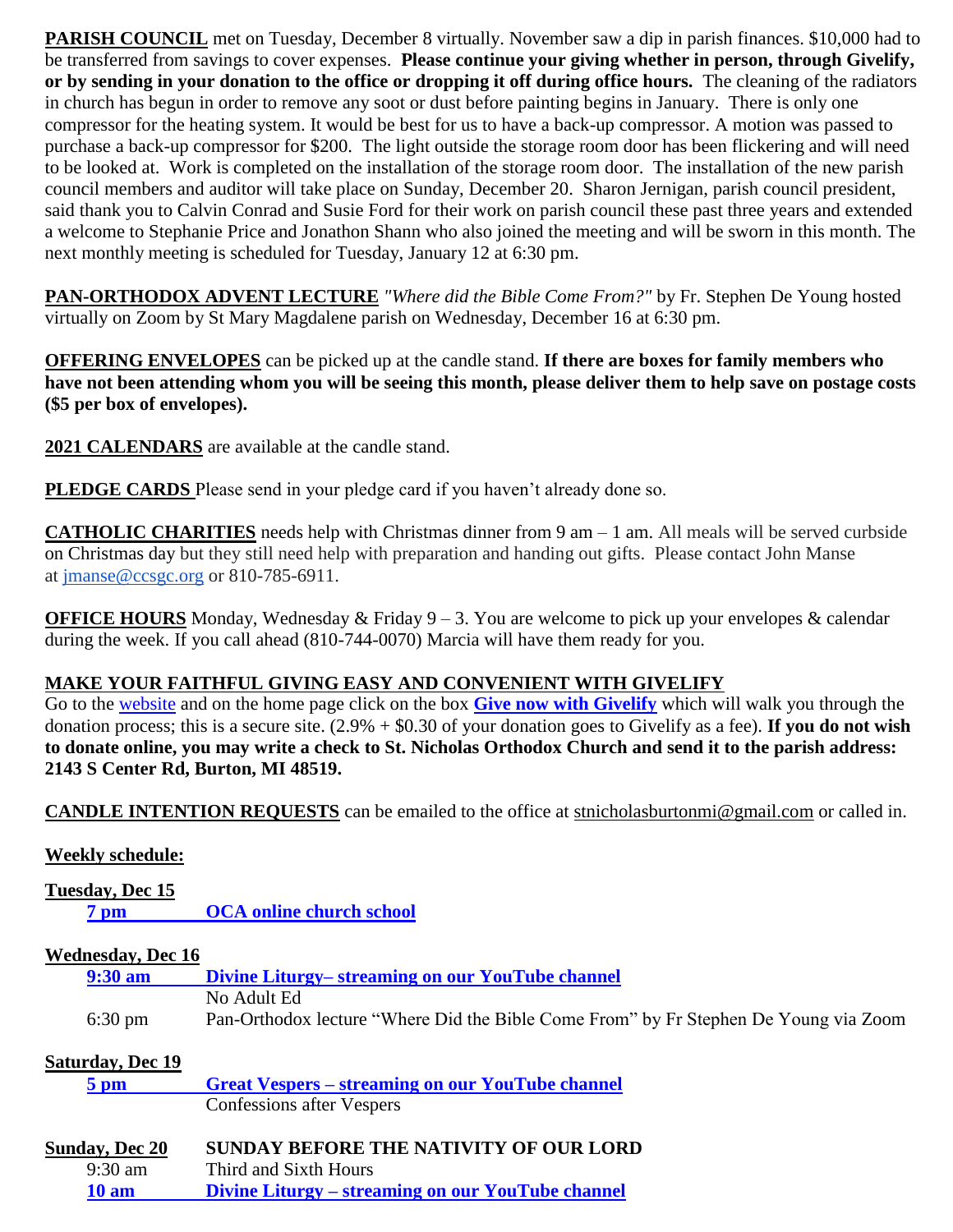**PARISH COUNCIL** met on Tuesday, December 8 virtually. November saw a dip in parish finances. $10,000 had to be transferred from savings to cover expenses. **Please continue your giving whether in person, through Givelify, or by sending in your donation to the office or dropping it off during office hours.** The cleaning of the radiators in church has begun in order to remove any soot or dust before painting begins in January. There is only one compressor for the heating system. It would be best for us to have a back-up compressor. A motion was passed to purchase a back-up compressor for $200. The light outside the storage room door has been flickering and will need to be looked at. Work is completed on the installation of the storage room door. The installation of the new parish council members and auditor will take place on Sunday, December 20. Sharon Jernigan, parish council president, said thank you to Calvin Conrad and Susie Ford for their work on parish council these past three years and extended a welcome to Stephanie Price and Jonathon Shann who also joined the meeting and will be sworn in this month. The next monthly meeting is scheduled for Tuesday, January 12 at 6:30 pm.

**PAN-ORTHODOX ADVENT LECTURE** *"Where did the Bible Come From?"* by Fr. Stephen De Young hosted virtually on Zoom by St Mary Magdalene parish on Wednesday, December 16 at 6:30 pm.

**OFFERING ENVELOPES** can be picked up at the candle stand. **If there are boxes for family members who have not been attending whom you will be seeing this month, please deliver them to help save on postage costs ($5 per box of envelopes).**

**2021 CALENDARS** are available at the candle stand.

**PLEDGE CARDS** Please send in your pledge card if you haven't already done so.

**CATHOLIC CHARITIES** needs help with Christmas dinner from 9 am – 1 am. All meals will be served curbside on Christmas day but they still need help with preparation and handing out gifts. Please contact John Manse at jmanse@ccsgc.org or 810-785-6911.

**OFFICE HOURS** Monday, Wednesday & Friday 9 – 3. You are welcome to pick up your envelopes & calendar during the week. If you call ahead (810-744-0070) Marcia will have them ready for you.

**MAKE YOUR FAITHFUL GIVING EASY AND CONVENIENT WITH GIVELIFY**

Go to the website and on the home page click on the box **Give now with Givelify** which will walk you through the donation process; this is a secure site. (2.9% + $0.30 of your donation goes to Givelify as a fee). **If you do not wish to donate online, you may write a check to St. Nicholas Orthodox Church and send it to the parish address: 2143 S Center Rd, Burton, MI 48519.**

**CANDLE INTENTION REQUESTS** can be emailed to the office at stnicholasburtonmi@gmail.com or called in.

**Weekly schedule:**

**Tuesday, Dec 15**

**7 pm** — **OCA online church school**

**Wednesday, Dec 16**

**9:30 am** — **Divine Liturgy– streaming on our YouTube channel**
No Adult Ed

6:30 pm — Pan-Orthodox lecture "Where Did the Bible Come From" by Fr Stephen De Young via Zoom

**Saturday, Dec 19**

**5 pm** — **Great Vespers – streaming on our YouTube channel**
Confessions after Vespers

**Sunday, Dec 20** — **SUNDAY BEFORE THE NATIVITY OF OUR LORD**

9:30 am — Third and Sixth Hours

**10 am** — **Divine Liturgy – streaming on our YouTube channel**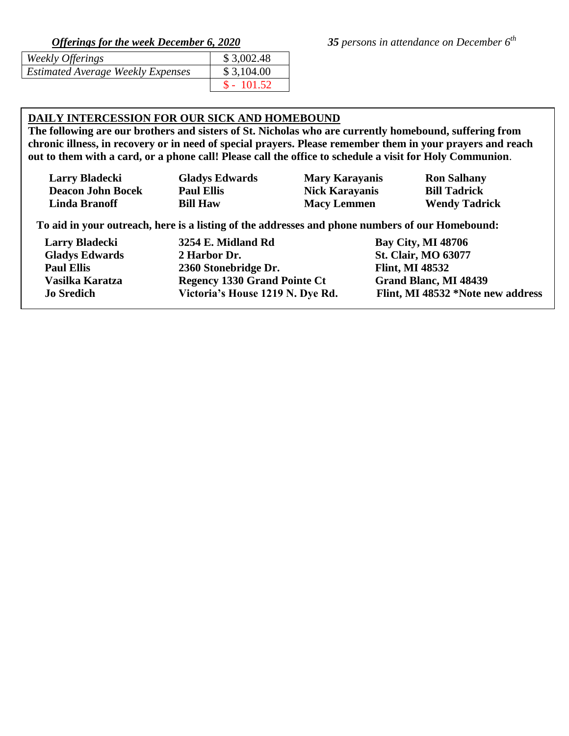***Offerings for the week December 6, 2020***

***35** persons in attendance on December 6th*

| | |
|---|---|
| *Weekly Offerings* | $ 3,002.48 |
| *Estimated Average Weekly Expenses* | $ 3,104.00 |
| | $ - 101.52 |

**DAILY INTERCESSION FOR OUR SICK AND HOMEBOUND**

**The following are our brothers and sisters of St. Nicholas who are currently homebound, suffering from chronic illness, in recovery or in need of special prayers. Please remember them in your prayers and reach out to them with a card, or a phone call! Please call the office to schedule a visit for Holy Communion**.

| | | | |
|---|---|---|---|
| **Larry Bladecki** | **Gladys Edwards** | **Mary Karayanis** | **Ron Salhany** |
| **Deacon John Bocek** | **Paul Ellis** | **Nick Karayanis** | **Bill Tadrick** |
| **Linda Branoff** | **Bill Haw** | **Macy Lemmen** | **Wendy Tadrick** |

**To aid in your outreach, here is a listing of the addresses and phone numbers of our Homebound:**

| | | |
|---|---|---|
| **Larry Bladecki** | **3254 E. Midland Rd** | **Bay City, MI 48706** |
| **Gladys Edwards** | **2 Harbor Dr.** | **St. Clair, MO 63077** |
| **Paul Ellis** | **2360 Stonebridge Dr.** | **Flint, MI 48532** |
| **Vasilka Karatza** | **Regency 1330 Grand Pointe Ct** | **Grand Blanc, MI 48439** |
| **Jo Sredich** | **Victoria's House 1219 N. Dye Rd.** | **Flint, MI 48532 *Note new address** |